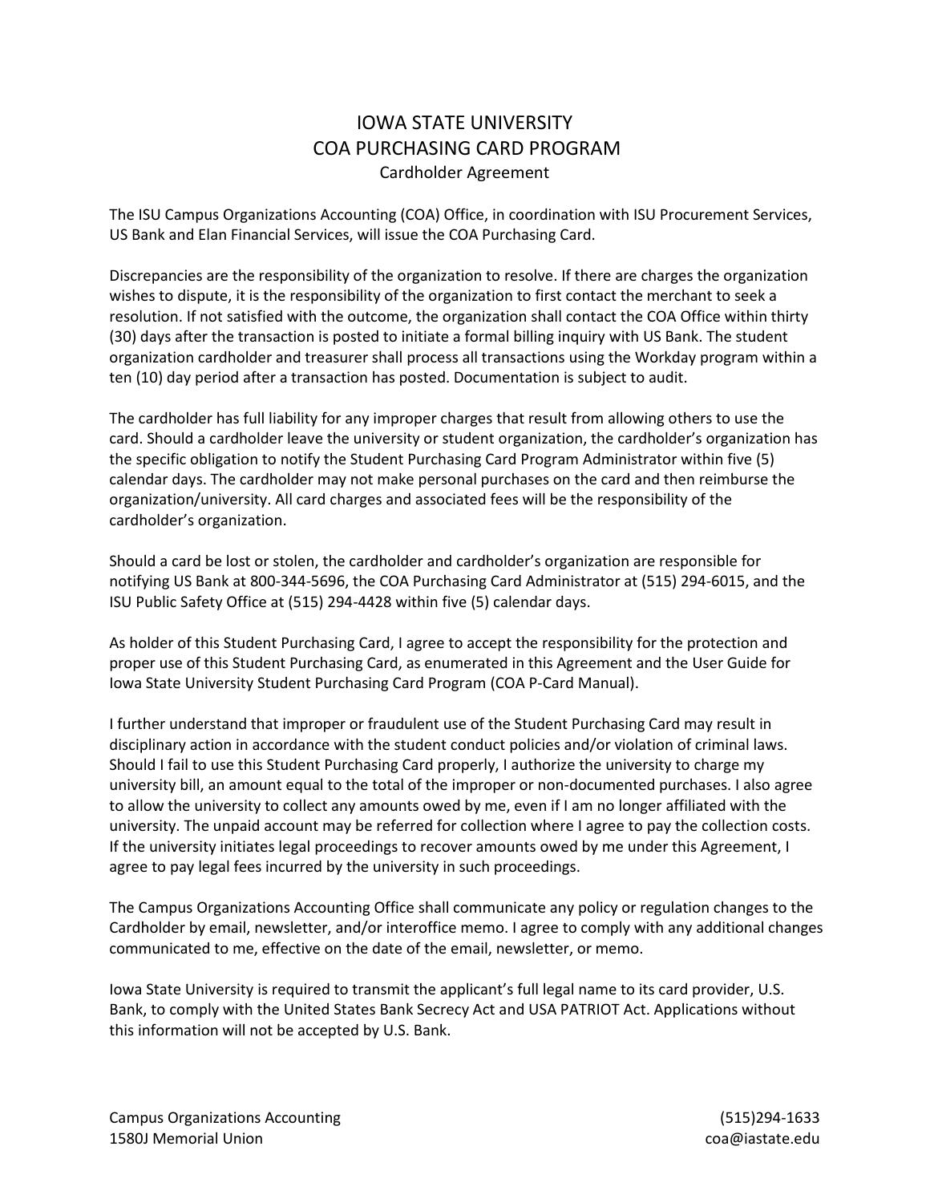# IOWA STATE UNIVERSITY
## COA PURCHASING CARD PROGRAM
### Cardholder Agreement

The ISU Campus Organizations Accounting (COA) Office, in coordination with ISU Procurement Services, US Bank and Elan Financial Services, will issue the COA Purchasing Card.

Discrepancies are the responsibility of the organization to resolve. If there are charges the organization wishes to dispute, it is the responsibility of the organization to first contact the merchant to seek a resolution. If not satisfied with the outcome, the organization shall contact the COA Office within thirty (30) days after the transaction is posted to initiate a formal billing inquiry with US Bank. The student organization cardholder and treasurer shall process all transactions using the Workday program within a ten (10) day period after a transaction has posted. Documentation is subject to audit.

The cardholder has full liability for any improper charges that result from allowing others to use the card. Should a cardholder leave the university or student organization, the cardholder's organization has the specific obligation to notify the Student Purchasing Card Program Administrator within five (5) calendar days. The cardholder may not make personal purchases on the card and then reimburse the organization/university. All card charges and associated fees will be the responsibility of the cardholder's organization.

Should a card be lost or stolen, the cardholder and cardholder's organization are responsible for notifying US Bank at 800-344-5696, the COA Purchasing Card Administrator at (515) 294-6015, and the ISU Public Safety Office at (515) 294-4428 within five (5) calendar days.

As holder of this Student Purchasing Card, I agree to accept the responsibility for the protection and proper use of this Student Purchasing Card, as enumerated in this Agreement and the User Guide for Iowa State University Student Purchasing Card Program (COA P-Card Manual).

I further understand that improper or fraudulent use of the Student Purchasing Card may result in disciplinary action in accordance with the student conduct policies and/or violation of criminal laws. Should I fail to use this Student Purchasing Card properly, I authorize the university to charge my university bill, an amount equal to the total of the improper or non-documented purchases. I also agree to allow the university to collect any amounts owed by me, even if I am no longer affiliated with the university. The unpaid account may be referred for collection where I agree to pay the collection costs. If the university initiates legal proceedings to recover amounts owed by me under this Agreement, I agree to pay legal fees incurred by the university in such proceedings.

The Campus Organizations Accounting Office shall communicate any policy or regulation changes to the Cardholder by email, newsletter, and/or interoffice memo. I agree to comply with any additional changes communicated to me, effective on the date of the email, newsletter, or memo.

Iowa State University is required to transmit the applicant's full legal name to its card provider, U.S. Bank, to comply with the United States Bank Secrecy Act and USA PATRIOT Act. Applications without this information will not be accepted by U.S. Bank.

Campus Organizations Accounting (515)294-1633
1580J Memorial Union coa@iastate.edu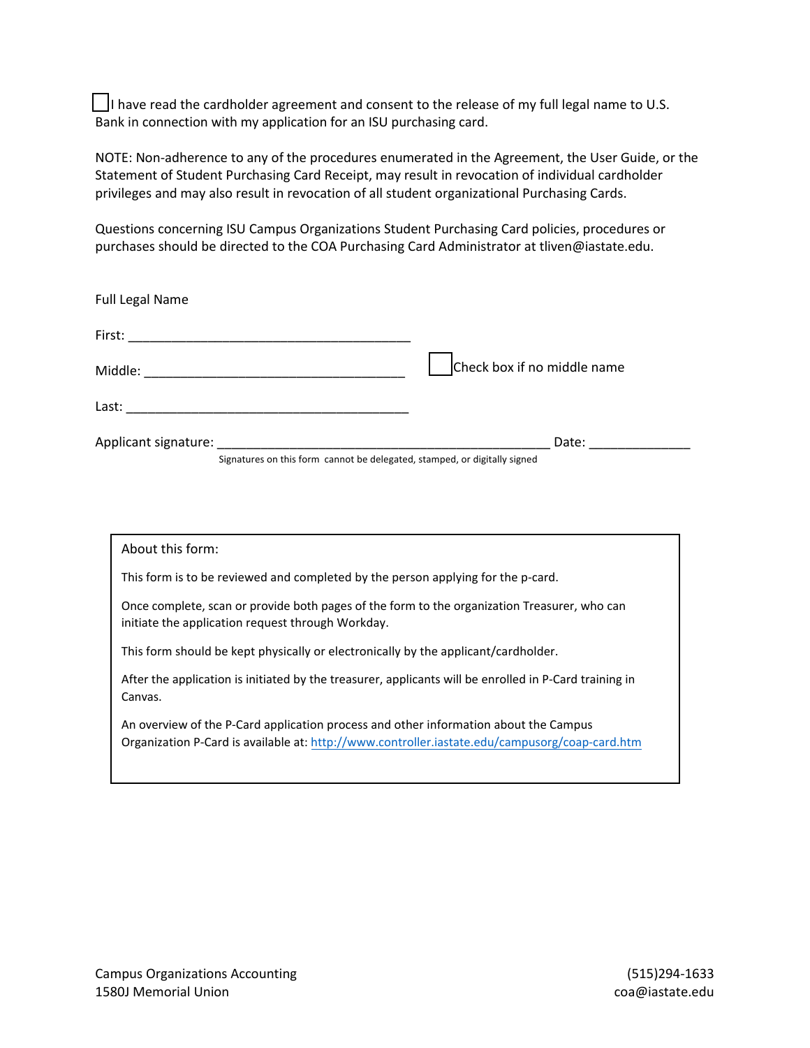☐ I have read the cardholder agreement and consent to the release of my full legal name to U.S. Bank in connection with my application for an ISU purchasing card.

NOTE: Non-adherence to any of the procedures enumerated in the Agreement, the User Guide, or the Statement of Student Purchasing Card Receipt, may result in revocation of individual cardholder privileges and may also result in revocation of all student organizational Purchasing Cards.

Questions concerning ISU Campus Organizations Student Purchasing Card policies, procedures or purchases should be directed to the COA Purchasing Card Administrator at tliven@iastate.edu.

Full Legal Name

First: ________________________________________

Middle: ____________________________________ ☐ Check box if no middle name

Last: ________________________________________

Applicant signature: ______________________________________________ Date: ______________

Signatures on this form cannot be delegated, stamped, or digitally signed

---

About this form:

This form is to be reviewed and completed by the person applying for the p-card.

Once complete, scan or provide both pages of the form to the organization Treasurer, who can initiate the application request through Workday.

This form should be kept physically or electronically by the applicant/cardholder.

After the application is initiated by the treasurer, applicants will be enrolled in P-Card training in Canvas.

An overview of the P-Card application process and other information about the Campus Organization P-Card is available at: http://www.controller.iastate.edu/campusorg/coap-card.htm

---

Campus Organizations Accounting
1580J Memorial Union

(515)294-1633
coa@iastate.edu